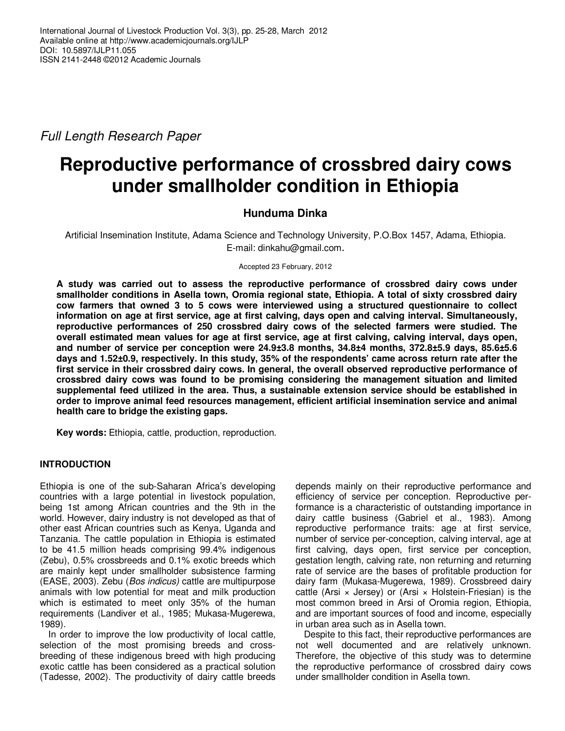*Full Length Research Paper*

# Reproductive performance of crossbred dairy cows under smallholder condition in Ethiopia

**Hunduma Dinka**

Artificial Insemination Institute, Adama Science and Technology University, P.O.Box 1457, Adama, Ethiopia.
E-mail: dinkahu@gmail.com.

Accepted 23 February, 2012

**A study was carried out to assess the reproductive performance of crossbred dairy cows under smallholder conditions in Asella town, Oromia regional state, Ethiopia. A total of sixty crossbred dairy cow farmers that owned 3 to 5 cows were interviewed using a structured questionnaire to collect information on age at first service, age at first calving, days open and calving interval. Simultaneously, reproductive performances of 250 crossbred dairy cows of the selected farmers were studied. The overall estimated mean values for age at first service, age at first calving, calving interval, days open, and number of service per conception were 24.9±3.8 months, 34.8±4 months, 372.8±5.9 days, 85.6±5.6 days and 1.52±0.9, respectively. In this study, 35% of the respondents' came across return rate after the first service in their crossbred dairy cows. In general, the overall observed reproductive performance of crossbred dairy cows was found to be promising considering the management situation and limited supplemental feed utilized in the area. Thus, a sustainable extension service should be established in order to improve animal feed resources management, efficient artificial insemination service and animal health care to bridge the existing gaps.**

**Key words:** Ethiopia, cattle, production, reproduction.

## INTRODUCTION

Ethiopia is one of the sub-Saharan Africa's developing countries with a large potential in livestock population, being 1st among African countries and the 9th in the world. However, dairy industry is not developed as that of other east African countries such as Kenya, Uganda and Tanzania. The cattle population in Ethiopia is estimated to be 41.5 million heads comprising 99.4% indigenous (Zebu), 0.5% crossbreeds and 0.1% exotic breeds which are mainly kept under smallholder subsistence farming (EASE, 2003). Zebu (*Bos indicus)* cattle are multipurpose animals with low potential for meat and milk production which is estimated to meet only 35% of the human requirements (Landiver et al., 1985; Mukasa-Mugerewa, 1989).

In order to improve the low productivity of local cattle, selection of the most promising breeds and cross-breeding of these indigenous breed with high producing exotic cattle has been considered as a practical solution (Tadesse, 2002). The productivity of dairy cattle breeds depends mainly on their reproductive performance and efficiency of service per conception. Reproductive performance is a characteristic of outstanding importance in dairy cattle business (Gabriel et al., 1983). Among reproductive performance traits: age at first service, number of service per-conception, calving interval, age at first calving, days open, first service per conception, gestation length, calving rate, non returning and returning rate of service are the bases of profitable production for dairy farm (Mukasa-Mugerewa, 1989). Crossbreed dairy cattle (Arsi × Jersey) or (Arsi × Holstein-Friesian) is the most common breed in Arsi of Oromia region, Ethiopia, and are important sources of food and income, especially in urban area such as in Asella town.

Despite to this fact, their reproductive performances are not well documented and are relatively unknown. Therefore, the objective of this study was to determine the reproductive performance of crossbred dairy cows under smallholder condition in Asella town.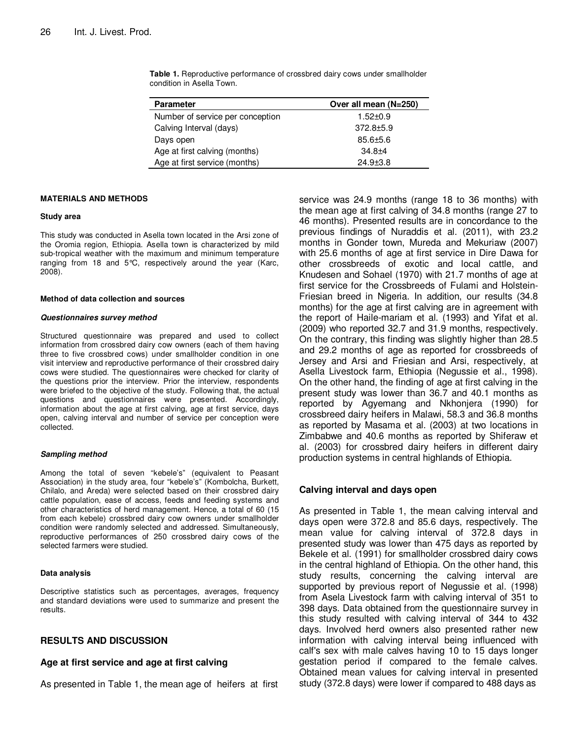**Table 1.** Reproductive performance of crossbred dairy cows under smallholder condition in Asella Town.

| Parameter | Over all mean (N=250) |
|---|---|
| Number of service per conception | 1.52±0.9 |
| Calving Interval (days) | 372.8±5.9 |
| Days open | 85.6±5.6 |
| Age at first calving (months) | 34.8±4 |
| Age at first service (months) | 24.9±3.8 |

## MATERIALS AND METHODS

### Study area

This study was conducted in Asella town located in the Arsi zone of the Oromia region, Ethiopia. Asella town is characterized by mild sub-tropical weather with the maximum and minimum temperature ranging from 18 and 5°C, respectively around the year (Karc, 2008).

### Method of data collection and sources

#### *Questionnaires survey method*

Structured questionnaire was prepared and used to collect information from crossbred dairy cow owners (each of them having three to five crossbred cows) under smallholder condition in one visit interview and reproductive performance of their crossbred dairy cows were studied. The questionnaires were checked for clarity of the questions prior the interview. Prior the interview, respondents were briefed to the objective of the study. Following that, the actual questions and questionnaires were presented. Accordingly, information about the age at first calving, age at first service, days open, calving interval and number of service per conception were collected.

#### *Sampling method*

Among the total of seven "kebele's" (equivalent to Peasant Association) in the study area, four "kebele's" (Kombolcha, Burkett, Chilalo, and Areda) were selected based on their crossbred dairy cattle population, ease of access, feeds and feeding systems and other characteristics of herd management. Hence, a total of 60 (15 from each kebele) crossbred dairy cow owners under smallholder condition were randomly selected and addressed. Simultaneously, reproductive performances of 250 crossbred dairy cows of the selected farmers were studied.

### Data analysis

Descriptive statistics such as percentages, averages, frequency and standard deviations were used to summarize and present the results.

## RESULTS AND DISCUSSION

### Age at first service and age at first calving

As presented in Table 1, the mean age of heifers at first service was 24.9 months (range 18 to 36 months) with the mean age at first calving of 34.8 months (range 27 to 46 months). Presented results are in concordance to the previous findings of Nuraddis et al. (2011), with 23.2 months in Gonder town, Mureda and Mekuriaw (2007) with 25.6 months of age at first service in Dire Dawa for other crossbreeds of exotic and local cattle, and Knudesen and Sohael (1970) with 21.7 months of age at first service for the Crossbreeds of Fulami and Holstein-Friesian breed in Nigeria. In addition, our results (34.8 months) for the age at first calving are in agreement with the report of Haile-mariam et al. (1993) and Yifat et al. (2009) who reported 32.7 and 31.9 months, respectively. On the contrary, this finding was slightly higher than 28.5 and 29.2 months of age as reported for crossbreeds of Jersey and Arsi and Friesian and Arsi, respectively, at Asella Livestock farm, Ethiopia (Negussie et al., 1998). On the other hand, the finding of age at first calving in the present study was lower than 36.7 and 40.1 months as reported by Agyemang and Nkhonjera (1990) for crossbreed dairy heifers in Malawi, 58.3 and 36.8 months as reported by Masama et al. (2003) at two locations in Zimbabwe and 40.6 months as reported by Shiferaw et al. (2003) for crossbred dairy heifers in different dairy production systems in central highlands of Ethiopia.

### Calving interval and days open

As presented in Table 1, the mean calving interval and days open were 372.8 and 85.6 days, respectively. The mean value for calving interval of 372.8 days in presented study was lower than 475 days as reported by Bekele et al. (1991) for smallholder crossbred dairy cows in the central highland of Ethiopia. On the other hand, this study results, concerning the calving interval are supported by previous report of Negussie et al. (1998) from Asela Livestock farm with calving interval of 351 to 398 days. Data obtained from the questionnaire survey in this study resulted with calving interval of 344 to 432 days. Involved herd owners also presented rather new information with calving interval being influenced with calf's sex with male calves having 10 to 15 days longer gestation period if compared to the female calves. Obtained mean values for calving interval in presented study (372.8 days) were lower if compared to 488 days as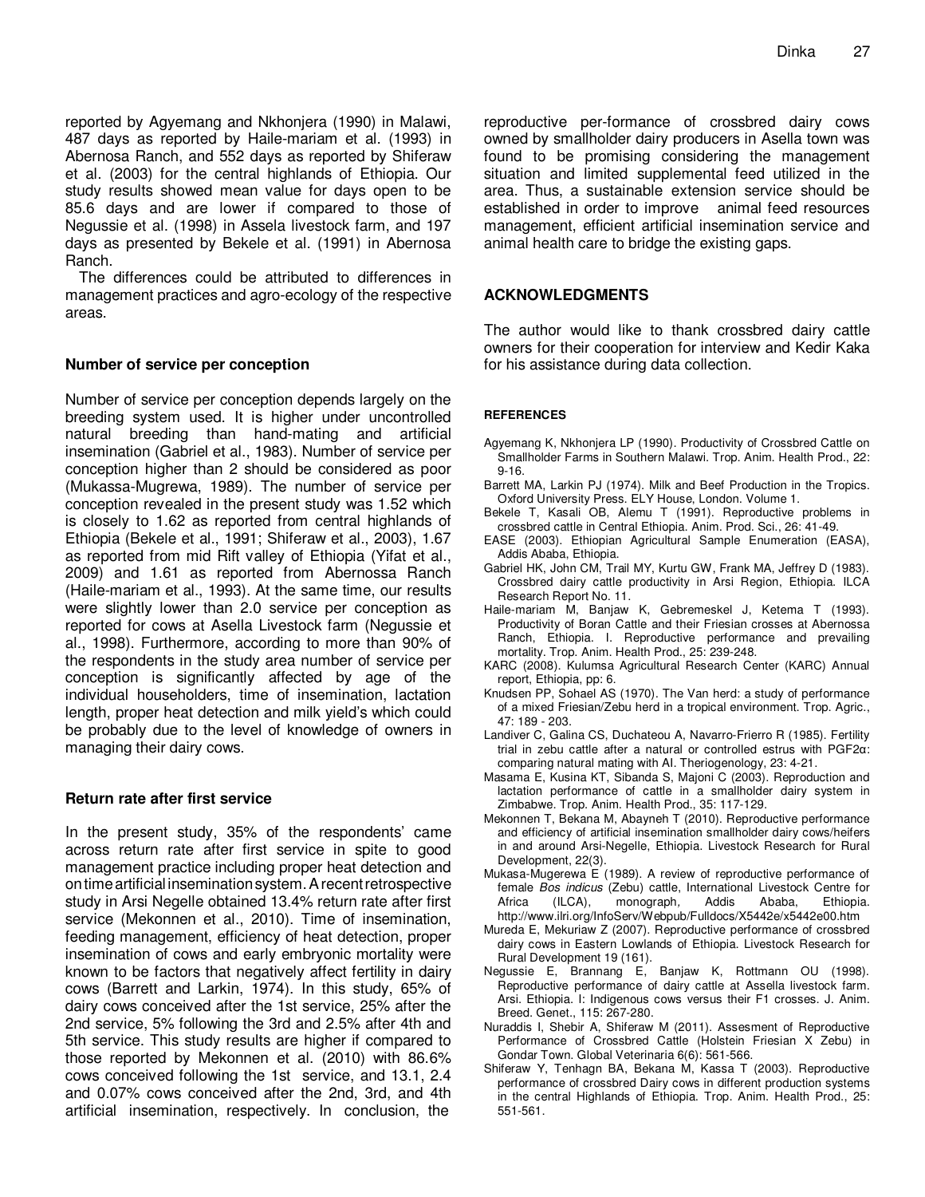reported by Agyemang and Nkhonjera (1990) in Malawi, 487 days as reported by Haile-mariam et al. (1993) in Abernosa Ranch, and 552 days as reported by Shiferaw et al. (2003) for the central highlands of Ethiopia. Our study results showed mean value for days open to be 85.6 days and are lower if compared to those of Negussie et al. (1998) in Assela livestock farm, and 197 days as presented by Bekele et al. (1991) in Abernosa Ranch.

The differences could be attributed to differences in management practices and agro-ecology of the respective areas.

### Number of service per conception

Number of service per conception depends largely on the breeding system used. It is higher under uncontrolled natural breeding than hand-mating and artificial insemination (Gabriel et al., 1983). Number of service per conception higher than 2 should be considered as poor (Mukassa-Mugrewa, 1989). The number of service per conception revealed in the present study was 1.52 which is closely to 1.62 as reported from central highlands of Ethiopia (Bekele et al., 1991; Shiferaw et al., 2003), 1.67 as reported from mid Rift valley of Ethiopia (Yifat et al., 2009) and 1.61 as reported from Abernossa Ranch (Haile-mariam et al., 1993). At the same time, our results were slightly lower than 2.0 service per conception as reported for cows at Asella Livestock farm (Negusssie et al., 1998). Furthermore, according to more than 90% of the respondents in the study area number of service per conception is significantly affected by age of the individual householders, time of insemination, lactation length, proper heat detection and milk yield's which could be probably due to the level of knowledge of owners in managing their dairy cows.

### Return rate after first service

In the present study, 35% of the respondents' came across return rate after first service in spite to good management practice including proper heat detection and on time artificial insemination system. A recent retrospective study in Arsi Negelle obtained 13.4% return rate after first service (Mekonnen et al., 2010). Time of insemination, feeding management, efficiency of heat detection, proper insemination of cows and early embryonic mortality were known to be factors that negatively affect fertility in dairy cows (Barrett and Larkin, 1974). In this study, 65% of dairy cows conceived after the 1st service, 25% after the 2nd service, 5% following the 3rd and 2.5% after 4th and 5th service. This study results are higher if compared to those reported by Mekonnen et al. (2010) with 86.6% cows conceived following the 1st service, and 13.1, 2.4 and 0.07% cows conceived after the 2nd, 3rd, and 4th artificial insemination, respectively. In conclusion, the reproductive per-formance of crossbred dairy cows owned by smallholder dairy producers in Asella town was found to be promising considering the management situation and limited supplemental feed utilized in the area. Thus, a sustainable extension service should be established in order to improve animal feed resources management, efficient artificial insemination service and animal health care to bridge the existing gaps.

## ACKNOWLEDGMENTS

The author would like to thank crossbred dairy cattle owners for their cooperation for interview and Kedir Kaka for his assistance during data collection.

## REFERENCES

Agyemang K, Nkhonjera LP (1990). Productivity of Crossbred Cattle on Smallholder Farms in Southern Malawi. Trop. Anim. Health Prod., 22: 9-16.

Barrett MA, Larkin PJ (1974). Milk and Beef Production in the Tropics. Oxford University Press. ELY House, London. Volume 1.

Bekele T, Kasali OB, Alemu T (1991). Reproductive problems in crossbred cattle in Central Ethiopia. Anim. Prod. Sci., 26: 41-49.

EASE (2003). Ethiopian Agricultural Sample Enumeration (EASA), Addis Ababa, Ethiopia.

Gabriel HK, John CM, Trail MY, Kurtu GW, Frank MA, Jeffrey D (1983). Crossbred dairy cattle productivity in Arsi Region, Ethiopia. ILCA Research Report No. 11.

Haile-mariam M, Banjaw K, Gebremeskel J, Ketema T (1993). Productivity of Boran Cattle and their Friesian crosses at Abernossa Ranch, Ethiopia. I. Reproductive performance and prevailing mortality. Trop. Anim. Health Prod., 25: 239-248.

KARC (2008). Kulumsa Agricultural Research Center (KARC) Annual report, Ethiopia, pp: 6.

Knudsen PP, Sohael AS (1970). The Van herd: a study of performance of a mixed Friesian/Zebu herd in a tropical environment. Trop. Agric., 47: 189 - 203.

Landiver C, Galina CS, Duchateou A, Navarro-Frierro R (1985). Fertility trial in zebu cattle after a natural or controlled estrus with PGF2α: comparing natural mating with AI. Theriogenology, 23: 4-21.

Masama E, Kusina KT, Sibanda S, Majoni C (2003). Reproduction and lactation performance of cattle in a smallholder dairy system in Zimbabwe. Trop. Anim. Health Prod., 35: 117-129.

Mekonnen T, Bekana M, Abayneh T (2010). Reproductive performance and efficiency of artificial insemination smallholder dairy cows/heifers in and around Arsi-Negelle, Ethiopia. Livestock Research for Rural Development, 22(3).

Mukasa-Mugerewa E (1989). A review of reproductive performance of female *Bos indicus* (Zebu) cattle, International Livestock Centre for Africa (ILCA), monograph, Addis Ababa, Ethiopia. http://www.ilri.org/InfoServ/Webpub/Fulldocs/X5442e/x5442e00.htm

Mureda E, Mekuriaw Z (2007). Reproductive performance of crossbred dairy cows in Eastern Lowlands of Ethiopia. Livestock Research for Rural Development 19 (161).

Negussie E, Brannang E, Banjaw K, Rottmann OU (1998). Reproductive performance of dairy cattle at Assella livestock farm. Arsi. Ethiopia. I: Indigenous cows versus their F1 crosses. J. Anim. Breed. Genet., 115: 267-280.

Nuraddis I, Shebir A, Shiferaw M (2011). Assesment of Reproductive Performance of Crossbred Cattle (Holstein Friesian X Zebu) in Gondar Town. Global Veterinaria 6(6): 561-566.

Shiferaw Y, Tenhagn BA, Bekana M, Kassa T (2003). Reproductive performance of crossbred Dairy cows in different production systems in the central Highlands of Ethiopia. Trop. Anim. Health Prod., 25: 551-561.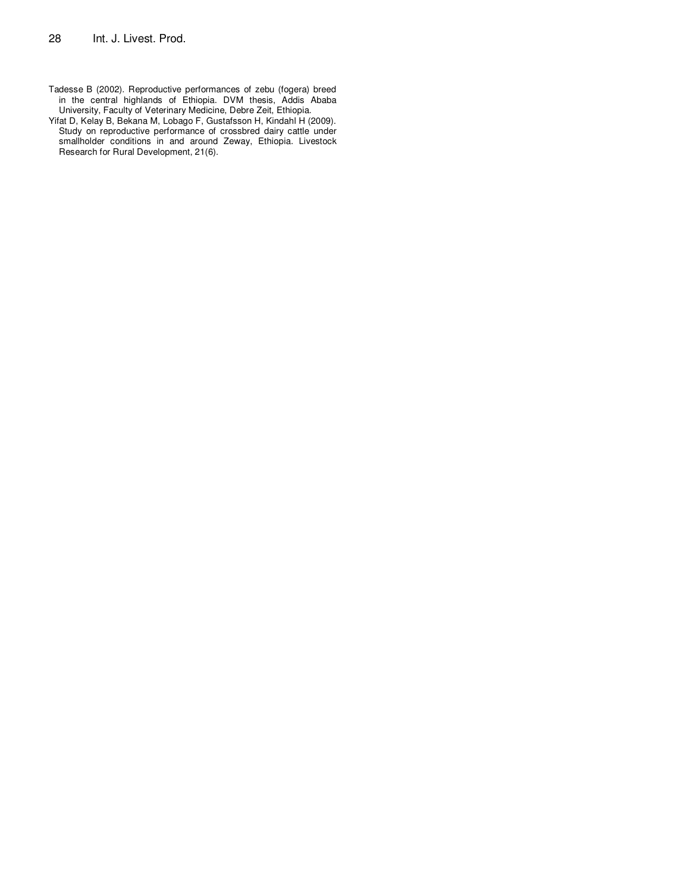Tadesse B (2002). Reproductive performances of zebu (fogera) breed in the central highlands of Ethiopia. DVM thesis, Addis Ababa University, Faculty of Veterinary Medicine, Debre Zeit, Ethiopia.

Yifat D, Kelay B, Bekana M, Lobago F, Gustafsson H, Kindahl H (2009). Study on reproductive performance of crossbred dairy cattle under smallholder conditions in and around Zeway, Ethiopia. Livestock Research for Rural Development, 21(6).